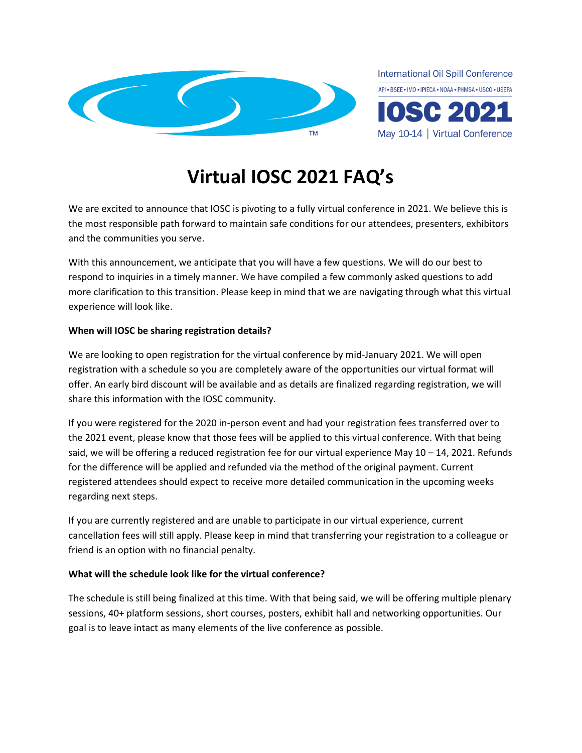International Oil Spill Conference

API • BSEE • IMO • IPIECA • NOAA • PHMSA • USCG • USEPA

IOSC 2021

May 10-14 | Virtual Conference

# Virtual IOSC 2021 FAQ's

We are excited to announce that IOSC is pivoting to a fully virtual conference in 2021. We believe this is the most responsible path forward to maintain safe conditions for our attendees, presenters, exhibitors and the communities you serve.

With this announcement, we anticipate that you will have a few questions. We will do our best to respond to inquiries in a timely manner. We have compiled a few commonly asked questions to add more clarification to this transition. Please keep in mind that we are navigating through what this virtual experience will look like.

**When will IOSC be sharing registration details?**

We are looking to open registration for the virtual conference by mid-January 2021. We will open registration with a schedule so you are completely aware of the opportunities our virtual format will offer. An early bird discount will be available and as details are finalized regarding registration, we will share this information with the IOSC community.

If you were registered for the 2020 in-person event and had your registration fees transferred over to the 2021 event, please know that those fees will be applied to this virtual conference. With that being said, we will be offering a reduced registration fee for our virtual experience May 10 – 14, 2021. Refunds for the difference will be applied and refunded via the method of the original payment. Current registered attendees should expect to receive more detailed communication in the upcoming weeks regarding next steps.

If you are currently registered and are unable to participate in our virtual experience, current cancellation fees will still apply. Please keep in mind that transferring your registration to a colleague or friend is an option with no financial penalty.

**What will the schedule look like for the virtual conference?**

The schedule is still being finalized at this time. With that being said, we will be offering multiple plenary sessions, 40+ platform sessions, short courses, posters, exhibit hall and networking opportunities. Our goal is to leave intact as many elements of the live conference as possible.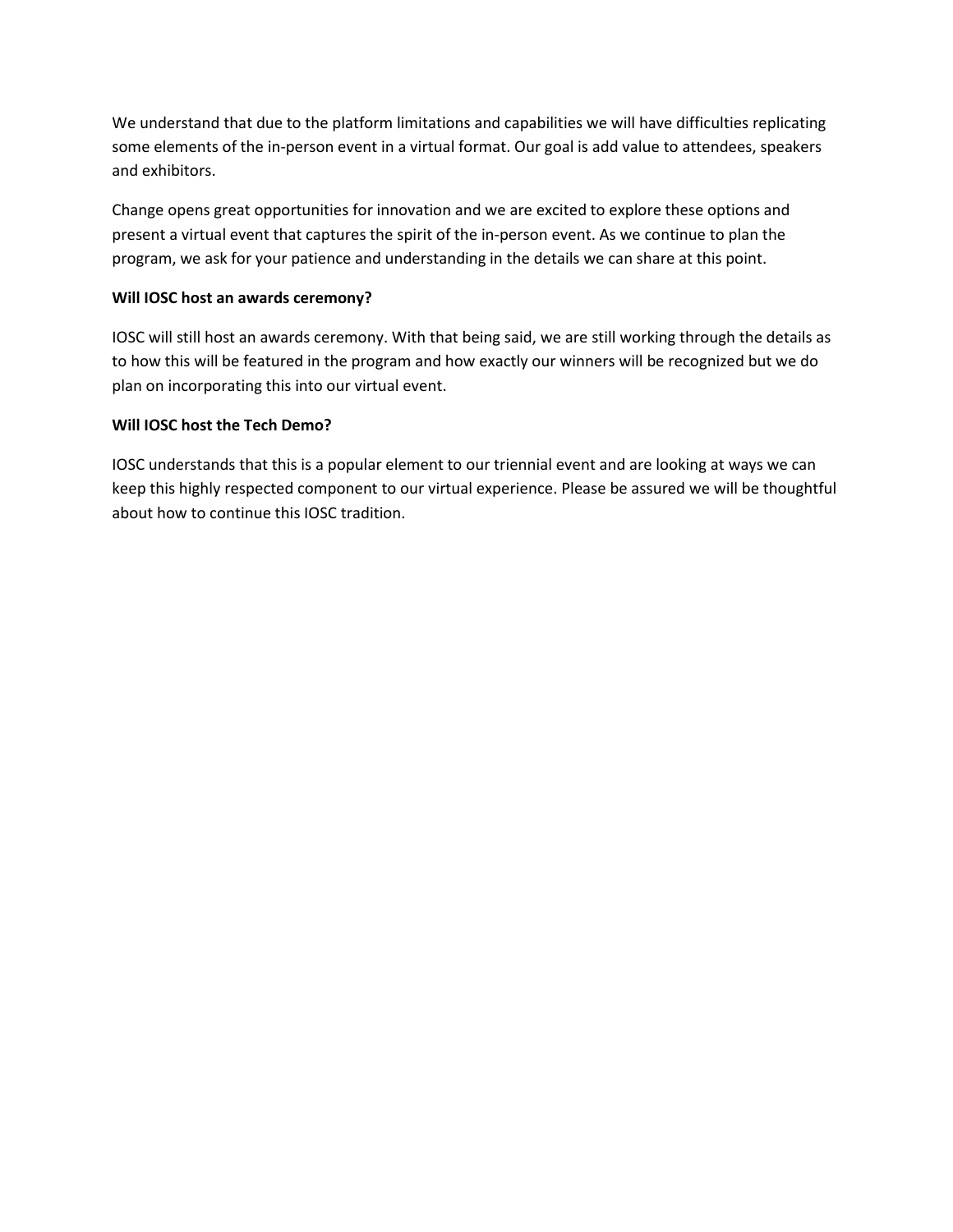We understand that due to the platform limitations and capabilities we will have difficulties replicating some elements of the in-person event in a virtual format. Our goal is add value to attendees, speakers and exhibitors.

Change opens great opportunities for innovation and we are excited to explore these options and present a virtual event that captures the spirit of the in-person event. As we continue to plan the program, we ask for your patience and understanding in the details we can share at this point.

**Will IOSC host an awards ceremony?**

IOSC will still host an awards ceremony. With that being said, we are still working through the details as to how this will be featured in the program and how exactly our winners will be recognized but we do plan on incorporating this into our virtual event.

**Will IOSC host the Tech Demo?**

IOSC understands that this is a popular element to our triennial event and are looking at ways we can keep this highly respected component to our virtual experience. Please be assured we will be thoughtful about how to continue this IOSC tradition.